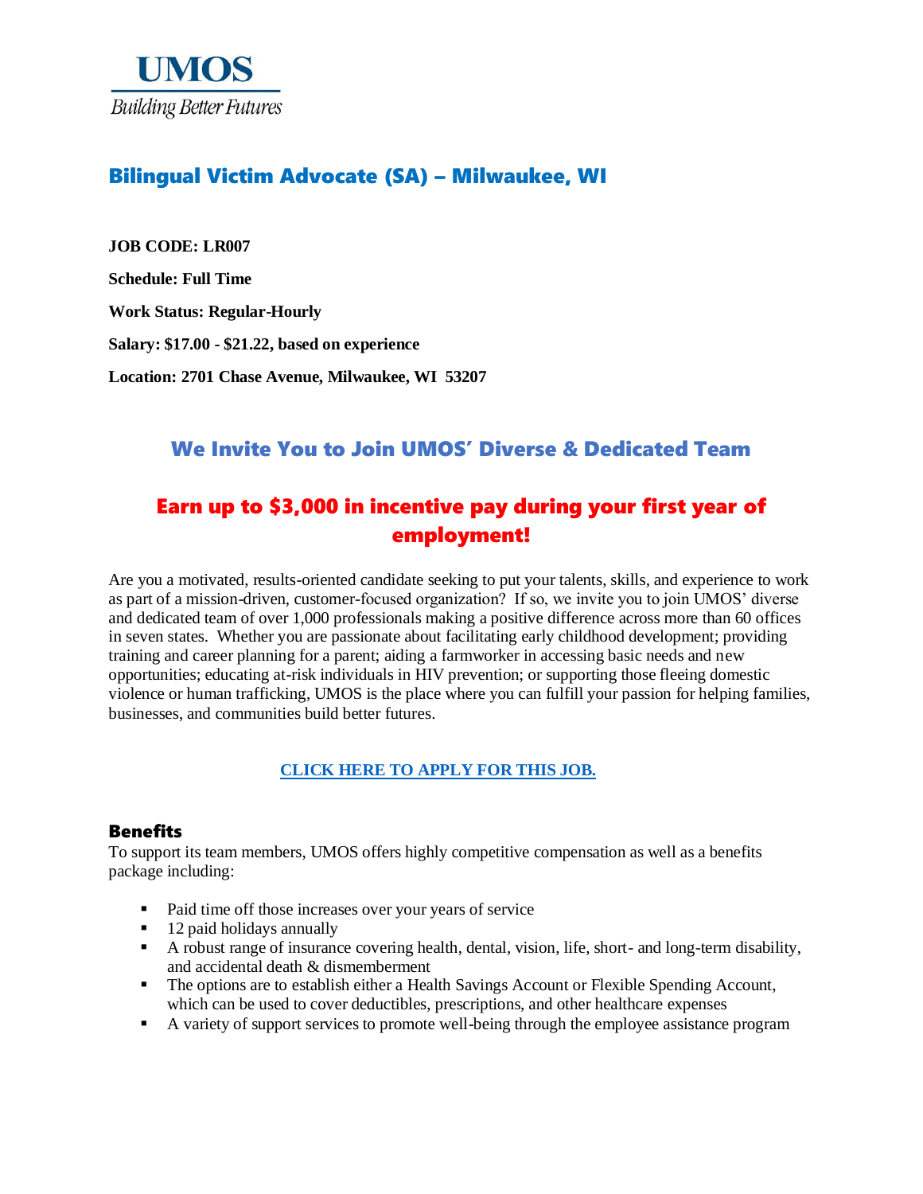**UMOS**

*Building Better Futures*

# Bilingual Victim Advocate (SA) – Milwaukee, WI

**JOB CODE: LR007**

**Schedule: Full Time**

**Work Status: Regular-Hourly**

**Salary: $17.00 - $21.22, based on experience**

**Location: 2701 Chase Avenue, Milwaukee, WI 53207**

## We Invite You to Join UMOS' Diverse & Dedicated Team

## Earn up to $3,000 in incentive pay during your first year of employment!

Are you a motivated, results-oriented candidate seeking to put your talents, skills, and experience to work as part of a mission-driven, customer-focused organization? If so, we invite you to join UMOS' diverse and dedicated team of over 1,000 professionals making a positive difference across more than 60 offices in seven states. Whether you are passionate about facilitating early childhood development; providing training and career planning for a parent; aiding a farmworker in accessing basic needs and new opportunities; educating at-risk individuals in HIV prevention; or supporting those fleeing domestic violence or human trafficking, UMOS is the place where you can fulfill your passion for helping families, businesses, and communities build better futures.

**CLICK HERE TO APPLY FOR THIS JOB.**

### Benefits

To support its team members, UMOS offers highly competitive compensation as well as a benefits package including:

- Paid time off those increases over your years of service
- 12 paid holidays annually
- A robust range of insurance covering health, dental, vision, life, short- and long-term disability, and accidental death & dismemberment
- The options are to establish either a Health Savings Account or Flexible Spending Account, which can be used to cover deductibles, prescriptions, and other healthcare expenses
- A variety of support services to promote well-being through the employee assistance program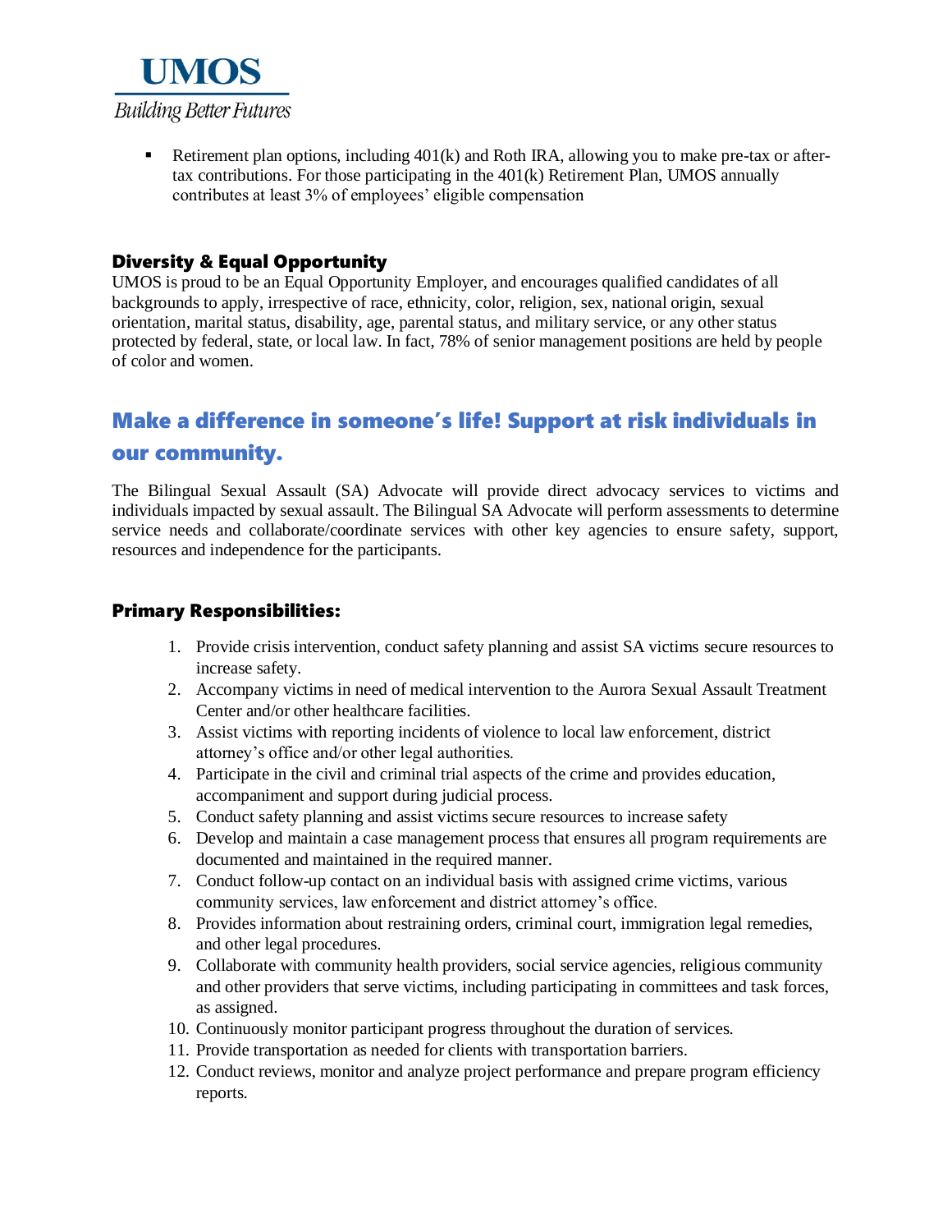- Retirement plan options, including 401(k) and Roth IRA, allowing you to make pre-tax or after-tax contributions. For those participating in the 401(k) Retirement Plan, UMOS annually contributes at least 3% of employees' eligible compensation

### Diversity & Equal Opportunity

UMOS is proud to be an Equal Opportunity Employer, and encourages qualified candidates of all backgrounds to apply, irrespective of race, ethnicity, color, religion, sex, national origin, sexual orientation, marital status, disability, age, parental status, and military service, or any other status protected by federal, state, or local law. In fact, 78% of senior management positions are held by people of color and women.

## Make a difference in someone's life! Support at risk individuals in our community.

The Bilingual Sexual Assault (SA) Advocate will provide direct advocacy services to victims and individuals impacted by sexual assault. The Bilingual SA Advocate will perform assessments to determine service needs and collaborate/coordinate services with other key agencies to ensure safety, support, resources and independence for the participants.

### Primary Responsibilities:

1. Provide crisis intervention, conduct safety planning and assist SA victims secure resources to increase safety.
2. Accompany victims in need of medical intervention to the Aurora Sexual Assault Treatment Center and/or other healthcare facilities.
3. Assist victims with reporting incidents of violence to local law enforcement, district attorney's office and/or other legal authorities.
4. Participate in the civil and criminal trial aspects of the crime and provides education, accompaniment and support during judicial process.
5. Conduct safety planning and assist victims secure resources to increase safety
6. Develop and maintain a case management process that ensures all program requirements are documented and maintained in the required manner.
7. Conduct follow-up contact on an individual basis with assigned crime victims, various community services, law enforcement and district attorney's office.
8. Provides information about restraining orders, criminal court, immigration legal remedies, and other legal procedures.
9. Collaborate with community health providers, social service agencies, religious community and other providers that serve victims, including participating in committees and task forces, as assigned.
10. Continuously monitor participant progress throughout the duration of services.
11. Provide transportation as needed for clients with transportation barriers.
12. Conduct reviews, monitor and analyze project performance and prepare program efficiency reports.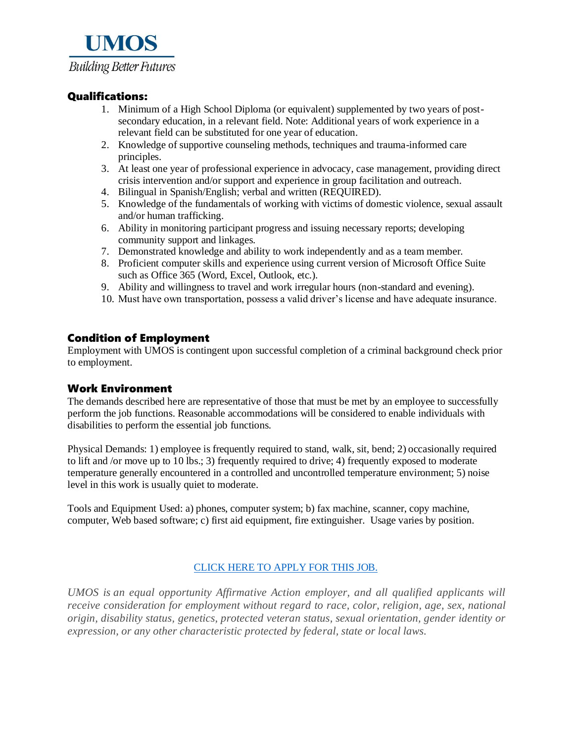UMOS

*Building Better Futures*

## Qualifications:

1. Minimum of a High School Diploma (or equivalent) supplemented by two years of post-secondary education, in a relevant field. Note: Additional years of work experience in a relevant field can be substituted for one year of education.
2. Knowledge of supportive counseling methods, techniques and trauma-informed care principles.
3. At least one year of professional experience in advocacy, case management, providing direct crisis intervention and/or support and experience in group facilitation and outreach.
4. Bilingual in Spanish/English; verbal and written (REQUIRED).
5. Knowledge of the fundamentals of working with victims of domestic violence, sexual assault and/or human trafficking.
6. Ability in monitoring participant progress and issuing necessary reports; developing community support and linkages.
7. Demonstrated knowledge and ability to work independently and as a team member.
8. Proficient computer skills and experience using current version of Microsoft Office Suite such as Office 365 (Word, Excel, Outlook, etc.).
9. Ability and willingness to travel and work irregular hours (non-standard and evening).
10. Must have own transportation, possess a valid driver's license and have adequate insurance.

## Condition of Employment

Employment with UMOS is contingent upon successful completion of a criminal background check prior to employment.

## Work Environment

The demands described here are representative of those that must be met by an employee to successfully perform the job functions. Reasonable accommodations will be considered to enable individuals with disabilities to perform the essential job functions.

Physical Demands: 1) employee is frequently required to stand, walk, sit, bend; 2) occasionally required to lift and /or move up to 10 lbs.; 3) frequently required to drive; 4) frequently exposed to moderate temperature generally encountered in a controlled and uncontrolled temperature environment; 5) noise level in this work is usually quiet to moderate.

Tools and Equipment Used: a) phones, computer system; b) fax machine, scanner, copy machine, computer, Web based software; c) first aid equipment, fire extinguisher. Usage varies by position.

CLICK HERE TO APPLY FOR THIS JOB.

*UMOS is an equal opportunity Affirmative Action employer, and all qualified applicants will receive consideration for employment without regard to race, color, religion, age, sex, national origin, disability status, genetics, protected veteran status, sexual orientation, gender identity or expression, or any other characteristic protected by federal, state or local laws.*